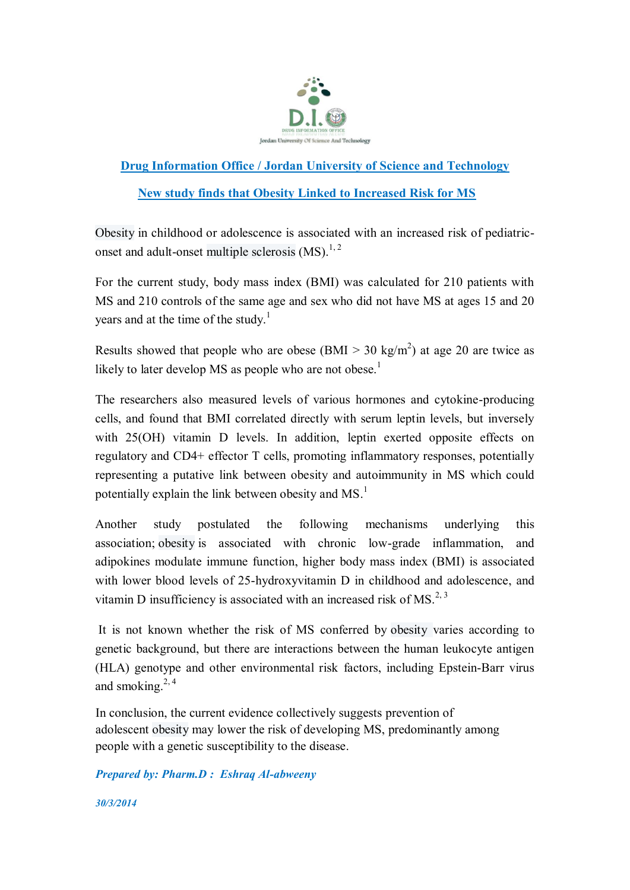## Drug Information Office / Jordan University of Science and Technology

## New study finds that Obesity Linked to Increased Risk for MS

Obesity in childhood or adolescence is associated with an increased risk of pediatric-onset and adult-onset multiple sclerosis (MS).[1, 2]

For the current study, body mass index (BMI) was calculated for 210 patients with MS and 210 controls of the same age and sex who did not have MS at ages 15 and 20 years and at the time of the study.[1]

Results showed that people who are obese (BMI > 30 $kg/m^2$) at age 20 are twice as likely to later develop MS as people who are not obese.[1]

The researchers also measured levels of various hormones and cytokine-producing cells, and found that BMI correlated directly with serum leptin levels, but inversely with 25(OH) vitamin D levels. In addition, leptin exerted opposite effects on regulatory and CD4+ effector T cells, promoting inflammatory responses, potentially representing a putative link between obesity and autoimmunity in MS which could potentially explain the link between obesity and MS.[1]

Another study postulated the following mechanisms underlying this association; obesity is associated with chronic low-grade inflammation, and adipokines modulate immune function, higher body mass index (BMI) is associated with lower blood levels of 25-hydroxyvitamin D in childhood and adolescence, and vitamin D insufficiency is associated with an increased risk of MS.[2, 3]

It is not known whether the risk of MS conferred by obesity varies according to genetic background, but there are interactions between the human leukocyte antigen (HLA) genotype and other environmental risk factors, including Epstein-Barr virus and smoking.[2, 4]

In conclusion, the current evidence collectively suggests prevention of adolescent obesity may lower the risk of developing MS, predominantly among people with a genetic susceptibility to the disease.

***Prepared by: Pharm.D : Eshraq Al-abweeny***

***30/3/2014***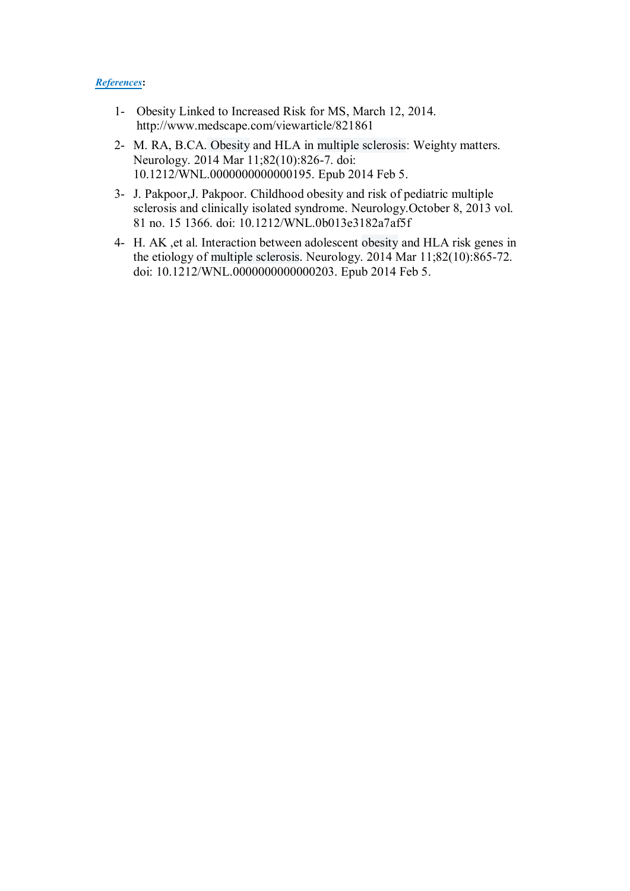***References*:**

1- Obesity Linked to Increased Risk for MS, March 12, 2014. http://www.medscape.com/viewarticle/821861

2- M. RA, B.CA. Obesity and HLA in multiple sclerosis: Weighty matters. Neurology. 2014 Mar 11;82(10):826-7. doi: 10.1212/WNL.0000000000000195. Epub 2014 Feb 5.

3- J. Pakpoor,J. Pakpoor. Childhood obesity and risk of pediatric multiple sclerosis and clinically isolated syndrome. Neurology.October 8, 2013 vol. 81 no. 15 1366. doi: 10.1212/WNL.0b013e3182a7af5f

4- H. AK ,et al. Interaction between adolescent obesity and HLA risk genes in the etiology of multiple sclerosis. Neurology. 2014 Mar 11;82(10):865-72. doi: 10.1212/WNL.0000000000000203. Epub 2014 Feb 5.